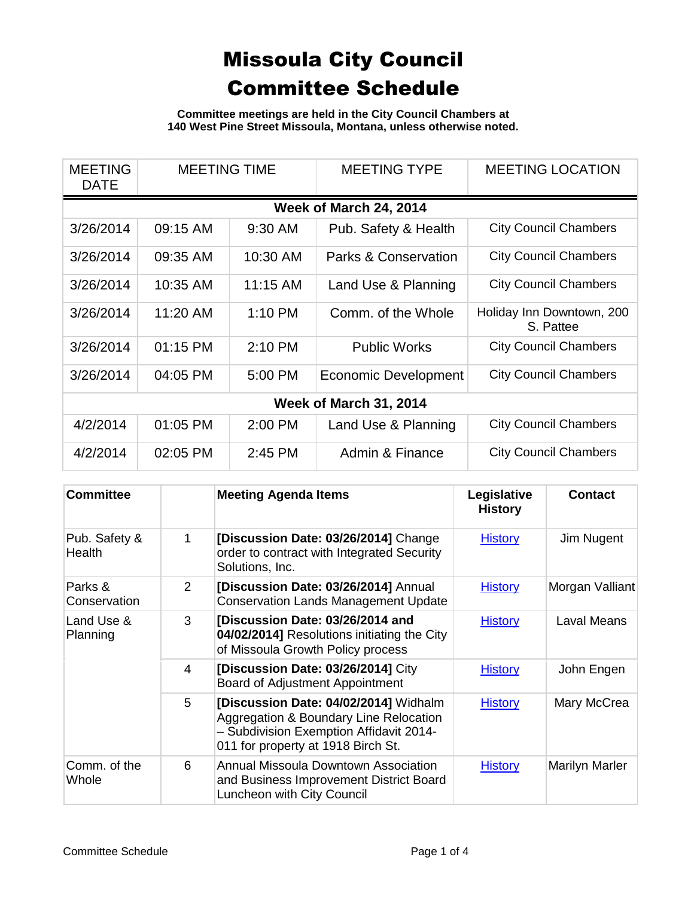# Missoula City Council Committee Schedule

**Committee meetings are held in the City Council Chambers at 140 West Pine Street Missoula, Montana, unless otherwise noted.**

| MEETING DATE | MEETING TIME | | MEETING TYPE | MEETING LOCATION |
|---|---|---|---|---|
| **Week of March 24, 2014** | | | | |
| 3/26/2014 | 09:15 AM | 9:30 AM | Pub. Safety & Health | City Council Chambers |
| 3/26/2014 | 09:35 AM | 10:30 AM | Parks & Conservation | City Council Chambers |
| 3/26/2014 | 10:35 AM | 11:15 AM | Land Use & Planning | City Council Chambers |
| 3/26/2014 | 11:20 AM | 1:10 PM | Comm. of the Whole | Holiday Inn Downtown, 200 S. Pattee |
| 3/26/2014 | 01:15 PM | 2:10 PM | Public Works | City Council Chambers |
| 3/26/2014 | 04:05 PM | 5:00 PM | Economic Development | City Council Chambers |
| **Week of March 31, 2014** | | | | |
| 4/2/2014 | 01:05 PM | 2:00 PM | Land Use & Planning | City Council Chambers |
| 4/2/2014 | 02:05 PM | 2:45 PM | Admin & Finance | City Council Chambers |

| Committee | | Meeting Agenda Items | Legislative History | Contact |
|---|---|---|---|---|
| Pub. Safety & Health | 1 | **[Discussion Date: 03/26/2014]** Change order to contract with Integrated Security Solutions, Inc. | History | Jim Nugent |
| Parks & Conservation | 2 | **[Discussion Date: 03/26/2014]** Annual Conservation Lands Management Update | History | Morgan Valliant |
| Land Use & Planning | 3 | **[Discussion Date: 03/26/2014 and 04/02/2014]** Resolutions initiating the City of Missoula Growth Policy process | History | Laval Means |
| | 4 | **[Discussion Date: 03/26/2014]** City Board of Adjustment Appointment | History | John Engen |
| | 5 | **[Discussion Date: 04/02/2014]** Widhalm Aggregation & Boundary Line Relocation – Subdivision Exemption Affidavit 2014-011 for property at 1918 Birch St. | History | Mary McCrea |
| Comm. of the Whole | 6 | Annual Missoula Downtown Association and Business Improvement District Board Luncheon with City Council | History | Marilyn Marler |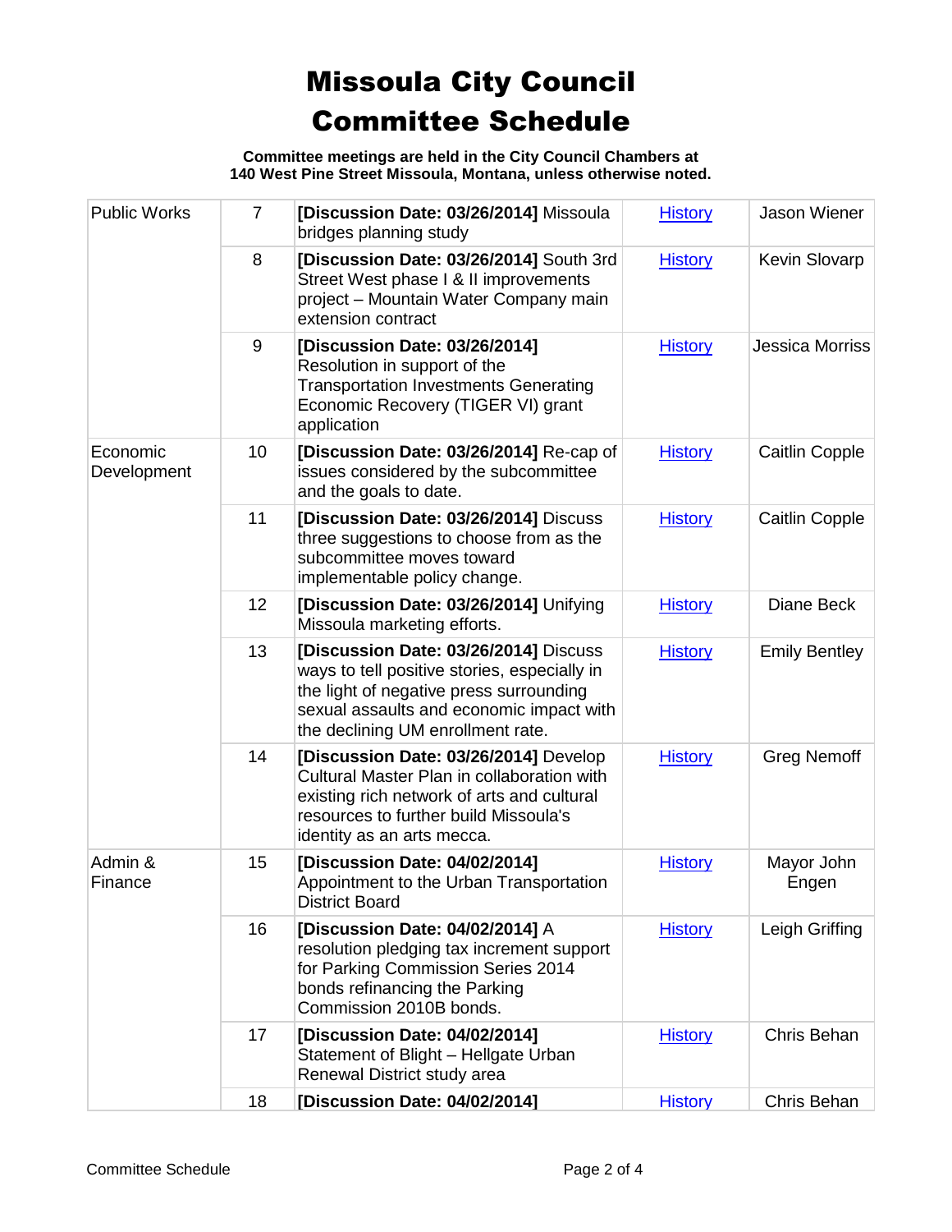# Missoula City Council Committee Schedule

**Committee meetings are held in the City Council Chambers at 140 West Pine Street Missoula, Montana, unless otherwise noted.**

| | | | | |
|---|---|---|---|---|
| Public Works | 7 | **[Discussion Date: 03/26/2014]** Missoula bridges planning study | History | Jason Wiener |
| | 8 | **[Discussion Date: 03/26/2014]** South 3rd Street West phase I & II improvements project – Mountain Water Company main extension contract | History | Kevin Slovarp |
| | 9 | **[Discussion Date: 03/26/2014]** Resolution in support of the Transportation Investments Generating Economic Recovery (TIGER VI) grant application | History | Jessica Morriss |
| Economic Development | 10 | **[Discussion Date: 03/26/2014]** Re-cap of issues considered by the subcommittee and the goals to date. | History | Caitlin Copple |
| | 11 | **[Discussion Date: 03/26/2014]** Discuss three suggestions to choose from as the subcommittee moves toward implementable policy change. | History | Caitlin Copple |
| | 12 | **[Discussion Date: 03/26/2014]** Unifying Missoula marketing efforts. | History | Diane Beck |
| | 13 | **[Discussion Date: 03/26/2014]** Discuss ways to tell positive stories, especially in the light of negative press surrounding sexual assaults and economic impact with the declining UM enrollment rate. | History | Emily Bentley |
| | 14 | **[Discussion Date: 03/26/2014]** Develop Cultural Master Plan in collaboration with existing rich network of arts and cultural resources to further build Missoula's identity as an arts mecca. | History | Greg Nemoff |
| Admin & Finance | 15 | **[Discussion Date: 04/02/2014]** Appointment to the Urban Transportation District Board | History | Mayor John Engen |
| | 16 | **[Discussion Date: 04/02/2014]** A resolution pledging tax increment support for Parking Commission Series 2014 bonds refinancing the Parking Commission 2010B bonds. | History | Leigh Griffing |
| | 17 | **[Discussion Date: 04/02/2014]** Statement of Blight – Hellgate Urban Renewal District study area | History | Chris Behan |
| | 18 | **[Discussion Date: 04/02/2014]** | History | Chris Behan |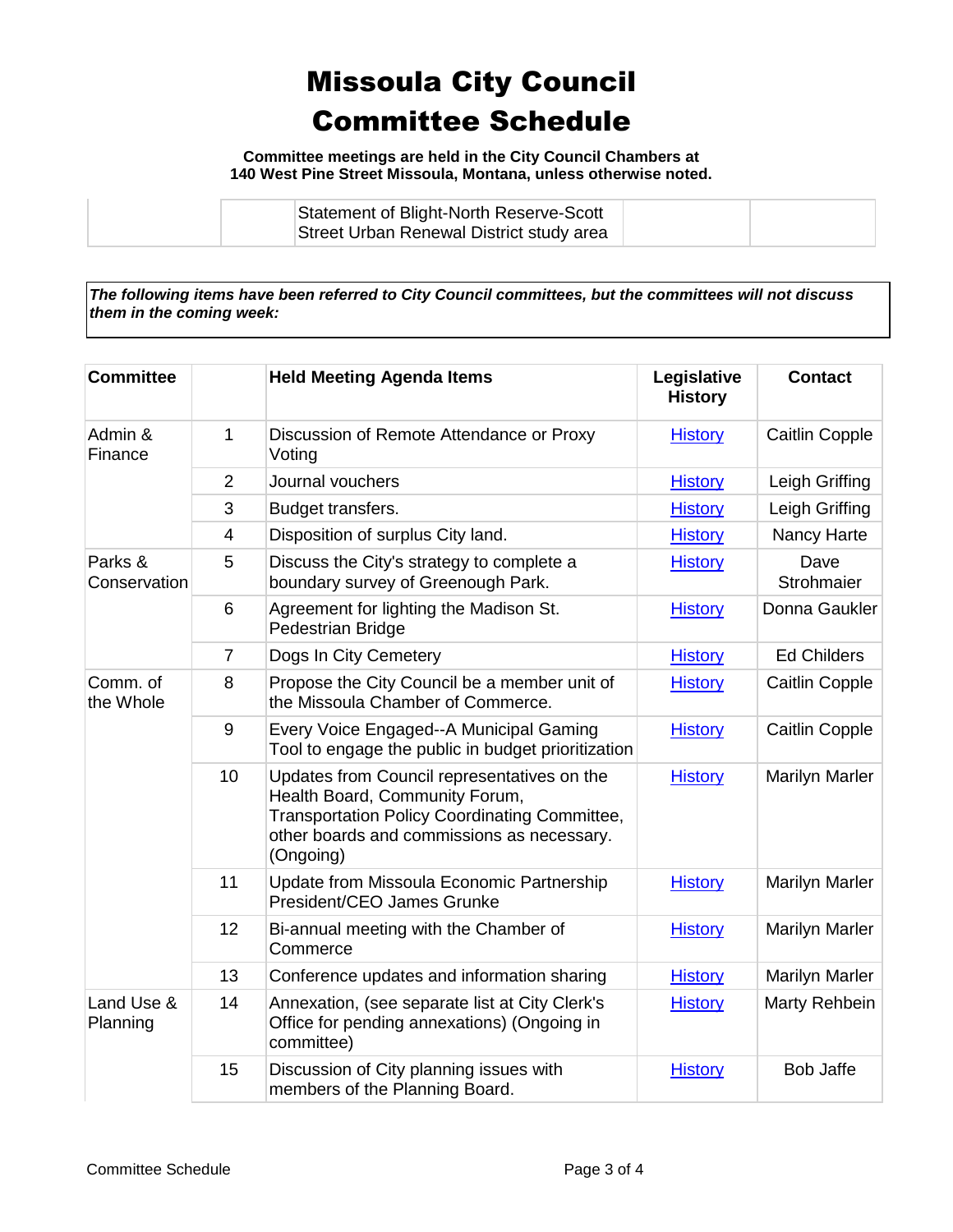# Missoula City Council Committee Schedule

**Committee meetings are held in the City Council Chambers at 140 West Pine Street Missoula, Montana, unless otherwise noted.**

| | | | | |
|---|---|---|---|---|
| | | Statement of Blight-North Reserve-Scott Street Urban Renewal District study area | | |

***The following items have been referred to City Council committees, but the committees will not discuss them in the coming week:***

| Committee | | Held Meeting Agenda Items | Legislative History | Contact |
|---|---|---|---|---|
| Admin & Finance | 1 | Discussion of Remote Attendance or Proxy Voting | History | Caitlin Copple |
| | 2 | Journal vouchers | History | Leigh Griffing |
| | 3 | Budget transfers. | History | Leigh Griffing |
| | 4 | Disposition of surplus City land. | History | Nancy Harte |
| Parks & Conservation | 5 | Discuss the City's strategy to complete a boundary survey of Greenough Park. | History | Dave Strohmaier |
| | 6 | Agreement for lighting the Madison St. Pedestrian Bridge | History | Donna Gaukler |
| | 7 | Dogs In City Cemetery | History | Ed Childers |
| Comm. of the Whole | 8 | Propose the City Council be a member unit of the Missoula Chamber of Commerce. | History | Caitlin Copple |
| | 9 | Every Voice Engaged--A Municipal Gaming Tool to engage the public in budget prioritization | History | Caitlin Copple |
| | 10 | Updates from Council representatives on the Health Board, Community Forum, Transportation Policy Coordinating Committee, other boards and commissions as necessary. (Ongoing) | History | Marilyn Marler |
| | 11 | Update from Missoula Economic Partnership President/CEO James Grunke | History | Marilyn Marler |
| | 12 | Bi-annual meeting with the Chamber of Commerce | History | Marilyn Marler |
| | 13 | Conference updates and information sharing | History | Marilyn Marler |
| Land Use & Planning | 14 | Annexation, (see separate list at City Clerk's Office for pending annexations) (Ongoing in committee) | History | Marty Rehbein |
| | 15 | Discussion of City planning issues with members of the Planning Board. | History | Bob Jaffe |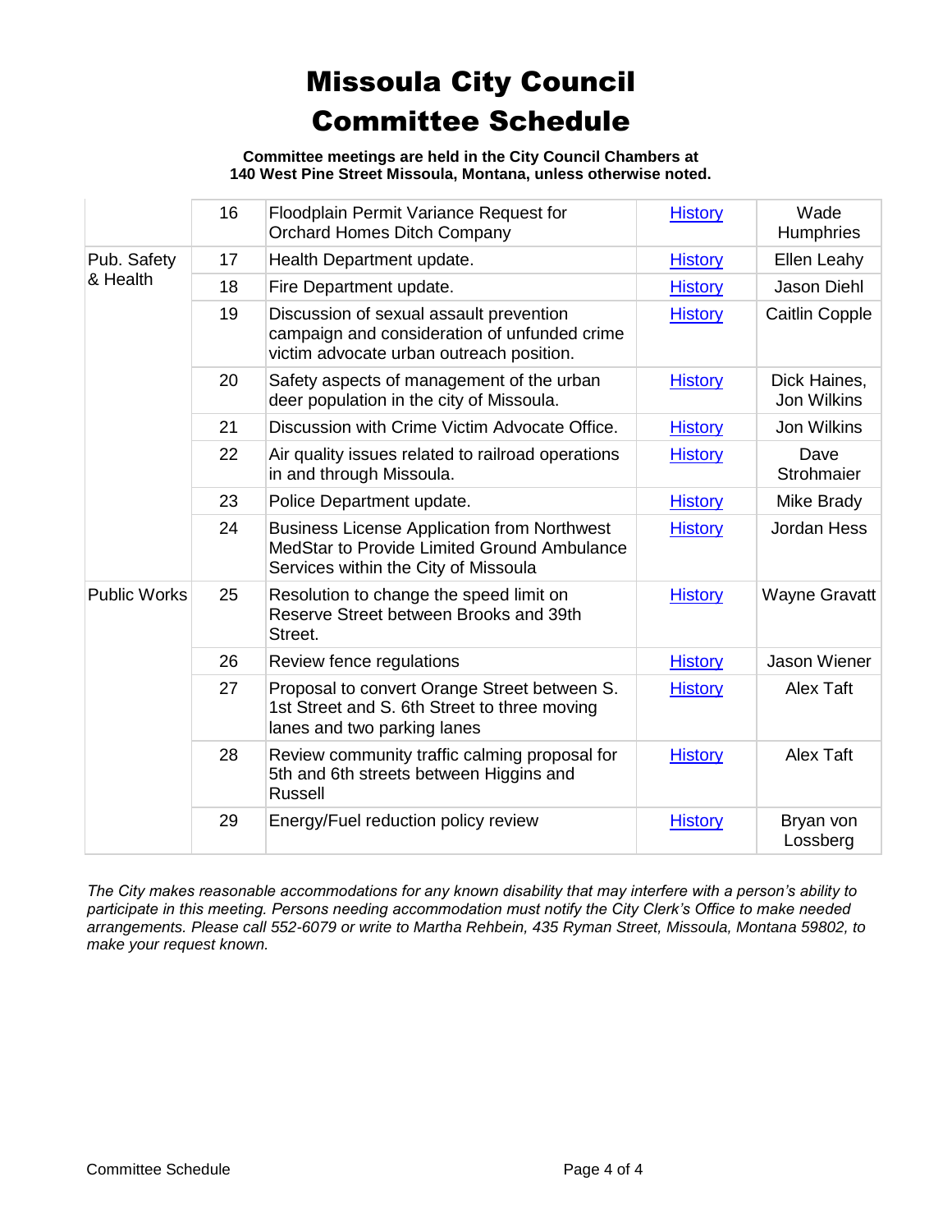# Missoula City Council
# Committee Schedule

**Committee meetings are held in the City Council Chambers at 140 West Pine Street Missoula, Montana, unless otherwise noted.**

| | | | | |
|---|---|---|---|---|
| | 16 | Floodplain Permit Variance Request for Orchard Homes Ditch Company | History | Wade Humphries |
| Pub. Safety & Health | 17 | Health Department update. | History | Ellen Leahy |
| | 18 | Fire Department update. | History | Jason Diehl |
| | 19 | Discussion of sexual assault prevention campaign and consideration of unfunded crime victim advocate urban outreach position. | History | Caitlin Copple |
| | 20 | Safety aspects of management of the urban deer population in the city of Missoula. | History | Dick Haines, Jon Wilkins |
| | 21 | Discussion with Crime Victim Advocate Office. | History | Jon Wilkins |
| | 22 | Air quality issues related to railroad operations in and through Missoula. | History | Dave Strohmaier |
| | 23 | Police Department update. | History | Mike Brady |
| | 24 | Business License Application from Northwest MedStar to Provide Limited Ground Ambulance Services within the City of Missoula | History | Jordan Hess |
| Public Works | 25 | Resolution to change the speed limit on Reserve Street between Brooks and 39th Street. | History | Wayne Gravatt |
| | 26 | Review fence regulations | History | Jason Wiener |
| | 27 | Proposal to convert Orange Street between S. 1st Street and S. 6th Street to three moving lanes and two parking lanes | History | Alex Taft |
| | 28 | Review community traffic calming proposal for 5th and 6th streets between Higgins and Russell | History | Alex Taft |
| | 29 | Energy/Fuel reduction policy review | History | Bryan von Lossberg |

*The City makes reasonable accommodations for any known disability that may interfere with a person's ability to participate in this meeting. Persons needing accommodation must notify the City Clerk's Office to make needed arrangements. Please call 552-6079 or write to Martha Rehbein, 435 Ryman Street, Missoula, Montana 59802, to make your request known.*